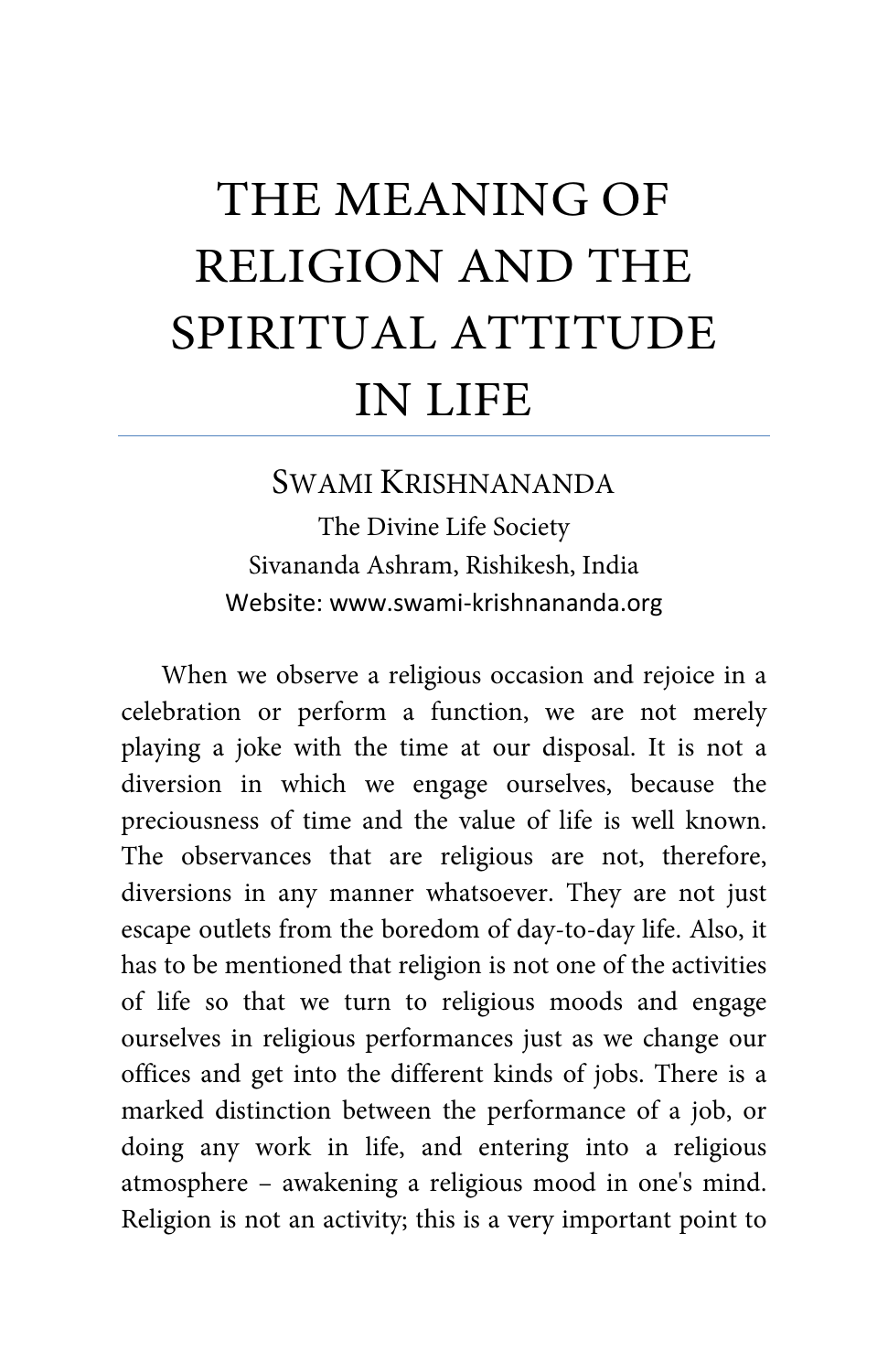# THE MEANING OF RELIGION AND THE SPIRITUAL ATTITUDE IN LIFE

SWAMI KRISHNANANDA

The Divine Life Society

Sivananda Ashram, Rishikesh, India

Website: www.swami-krishnananda.org

When we observe a religious occasion and rejoice in a celebration or perform a function, we are not merely playing a joke with the time at our disposal. It is not a diversion in which we engage ourselves, because the preciousness of time and the value of life is well known. The observances that are religious are not, therefore, diversions in any manner whatsoever. They are not just escape outlets from the boredom of day-to-day life. Also, it has to be mentioned that religion is not one of the activities of life so that we turn to religious moods and engage ourselves in religious performances just as we change our offices and get into the different kinds of jobs. There is a marked distinction between the performance of a job, or doing any work in life, and entering into a religious atmosphere – awakening a religious mood in one's mind. Religion is not an activity; this is a very important point to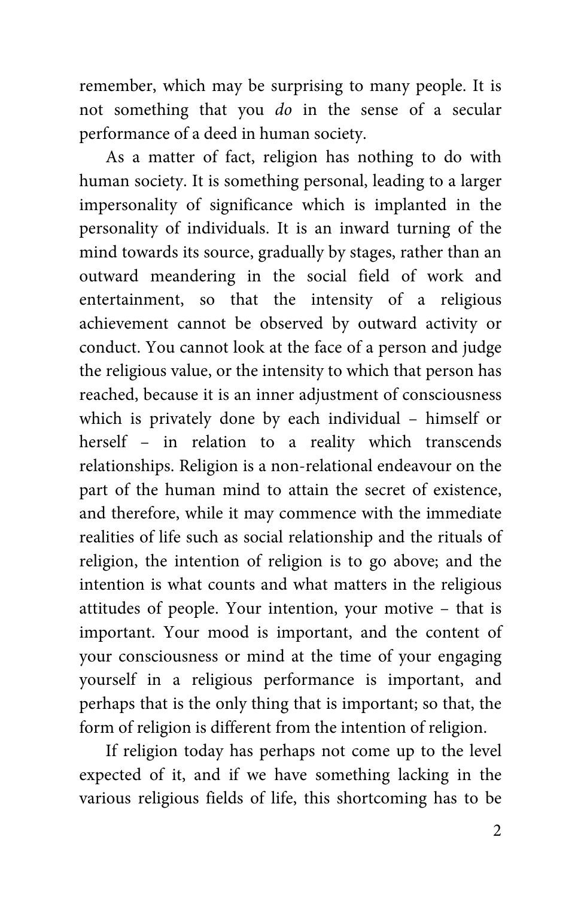remember, which may be surprising to many people. It is not something that you *do* in the sense of a secular performance of a deed in human society.

As a matter of fact, religion has nothing to do with human society. It is something personal, leading to a larger impersonality of significance which is implanted in the personality of individuals. It is an inward turning of the mind towards its source, gradually by stages, rather than an outward meandering in the social field of work and entertainment, so that the intensity of a religious achievement cannot be observed by outward activity or conduct. You cannot look at the face of a person and judge the religious value, or the intensity to which that person has reached, because it is an inner adjustment of consciousness which is privately done by each individual – himself or herself – in relation to a reality which transcends relationships. Religion is a non-relational endeavour on the part of the human mind to attain the secret of existence, and therefore, while it may commence with the immediate realities of life such as social relationship and the rituals of religion, the intention of religion is to go above; and the intention is what counts and what matters in the religious attitudes of people. Your intention, your motive – that is important. Your mood is important, and the content of your consciousness or mind at the time of your engaging yourself in a religious performance is important, and perhaps that is the only thing that is important; so that, the form of religion is different from the intention of religion.

If religion today has perhaps not come up to the level expected of it, and if we have something lacking in the various religious fields of life, this shortcoming has to be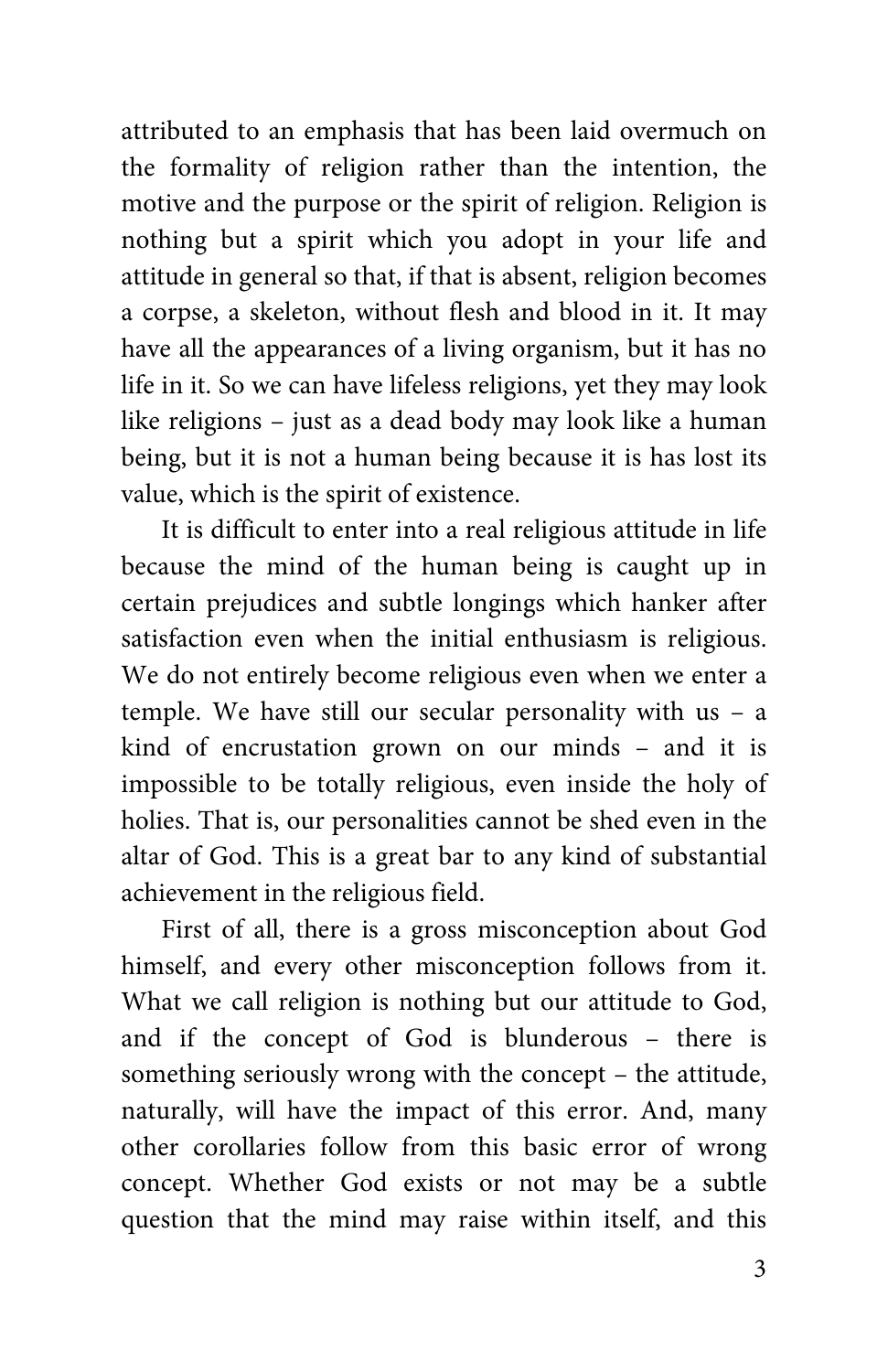attributed to an emphasis that has been laid overmuch on the formality of religion rather than the intention, the motive and the purpose or the spirit of religion. Religion is nothing but a spirit which you adopt in your life and attitude in general so that, if that is absent, religion becomes a corpse, a skeleton, without flesh and blood in it. It may have all the appearances of a living organism, but it has no life in it. So we can have lifeless religions, yet they may look like religions – just as a dead body may look like a human being, but it is not a human being because it is has lost its value, which is the spirit of existence.

It is difficult to enter into a real religious attitude in life because the mind of the human being is caught up in certain prejudices and subtle longings which hanker after satisfaction even when the initial enthusiasm is religious. We do not entirely become religious even when we enter a temple. We have still our secular personality with us – a kind of encrustation grown on our minds – and it is impossible to be totally religious, even inside the holy of holies. That is, our personalities cannot be shed even in the altar of God. This is a great bar to any kind of substantial achievement in the religious field.

First of all, there is a gross misconception about God himself, and every other misconception follows from it. What we call religion is nothing but our attitude to God, and if the concept of God is blunderous – there is something seriously wrong with the concept – the attitude, naturally, will have the impact of this error. And, many other corollaries follow from this basic error of wrong concept. Whether God exists or not may be a subtle question that the mind may raise within itself, and this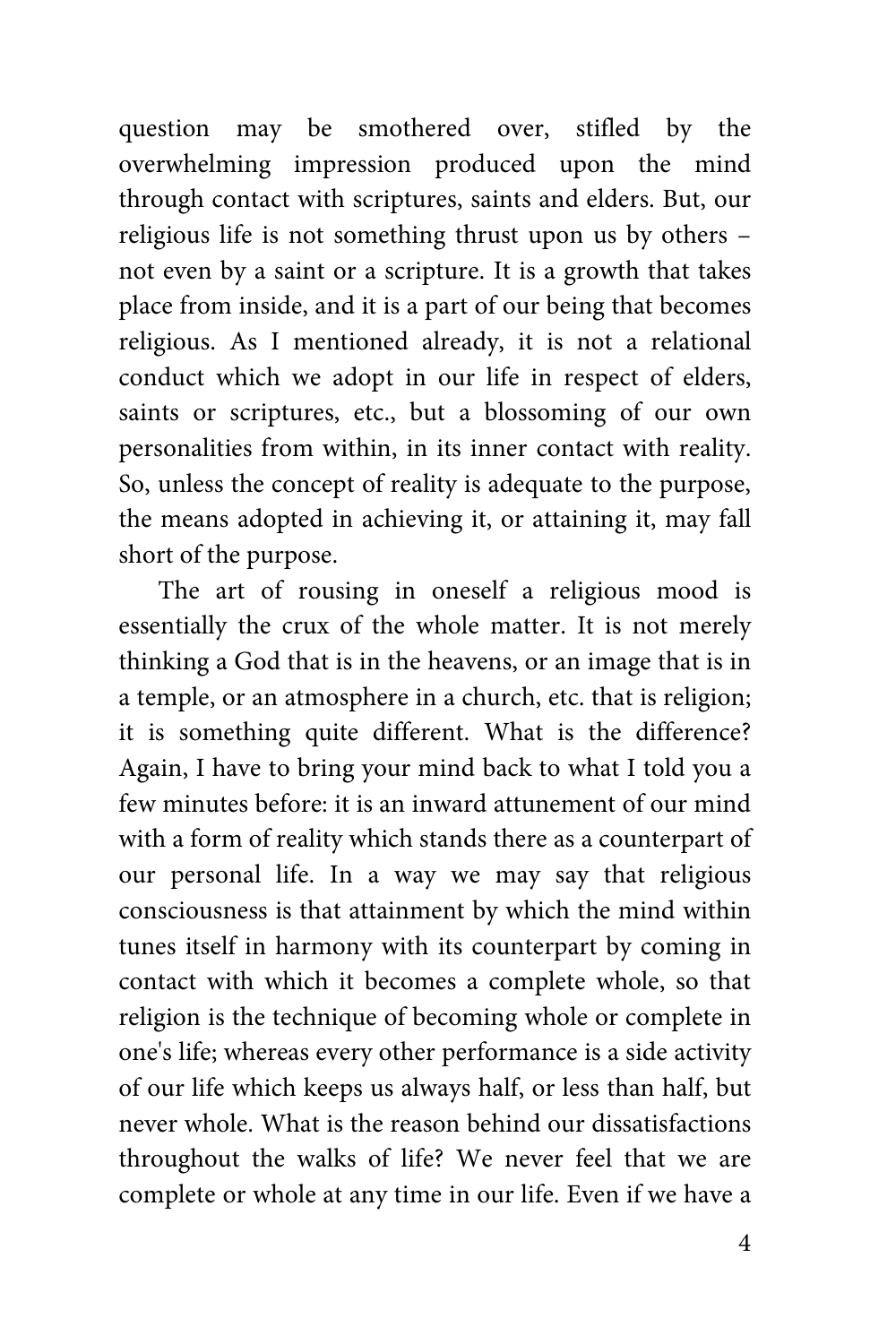question may be smothered over, stifled by the overwhelming impression produced upon the mind through contact with scriptures, saints and elders. But, our religious life is not something thrust upon us by others – not even by a saint or a scripture. It is a growth that takes place from inside, and it is a part of our being that becomes religious. As I mentioned already, it is not a relational conduct which we adopt in our life in respect of elders, saints or scriptures, etc., but a blossoming of our own personalities from within, in its inner contact with reality. So, unless the concept of reality is adequate to the purpose, the means adopted in achieving it, or attaining it, may fall short of the purpose.

The art of rousing in oneself a religious mood is essentially the crux of the whole matter. It is not merely thinking a God that is in the heavens, or an image that is in a temple, or an atmosphere in a church, etc. that is religion; it is something quite different. What is the difference? Again, I have to bring your mind back to what I told you a few minutes before: it is an inward attunement of our mind with a form of reality which stands there as a counterpart of our personal life. In a way we may say that religious consciousness is that attainment by which the mind within tunes itself in harmony with its counterpart by coming in contact with which it becomes a complete whole, so that religion is the technique of becoming whole or complete in one's life; whereas every other performance is a side activity of our life which keeps us always half, or less than half, but never whole. What is the reason behind our dissatisfactions throughout the walks of life? We never feel that we are complete or whole at any time in our life. Even if we have a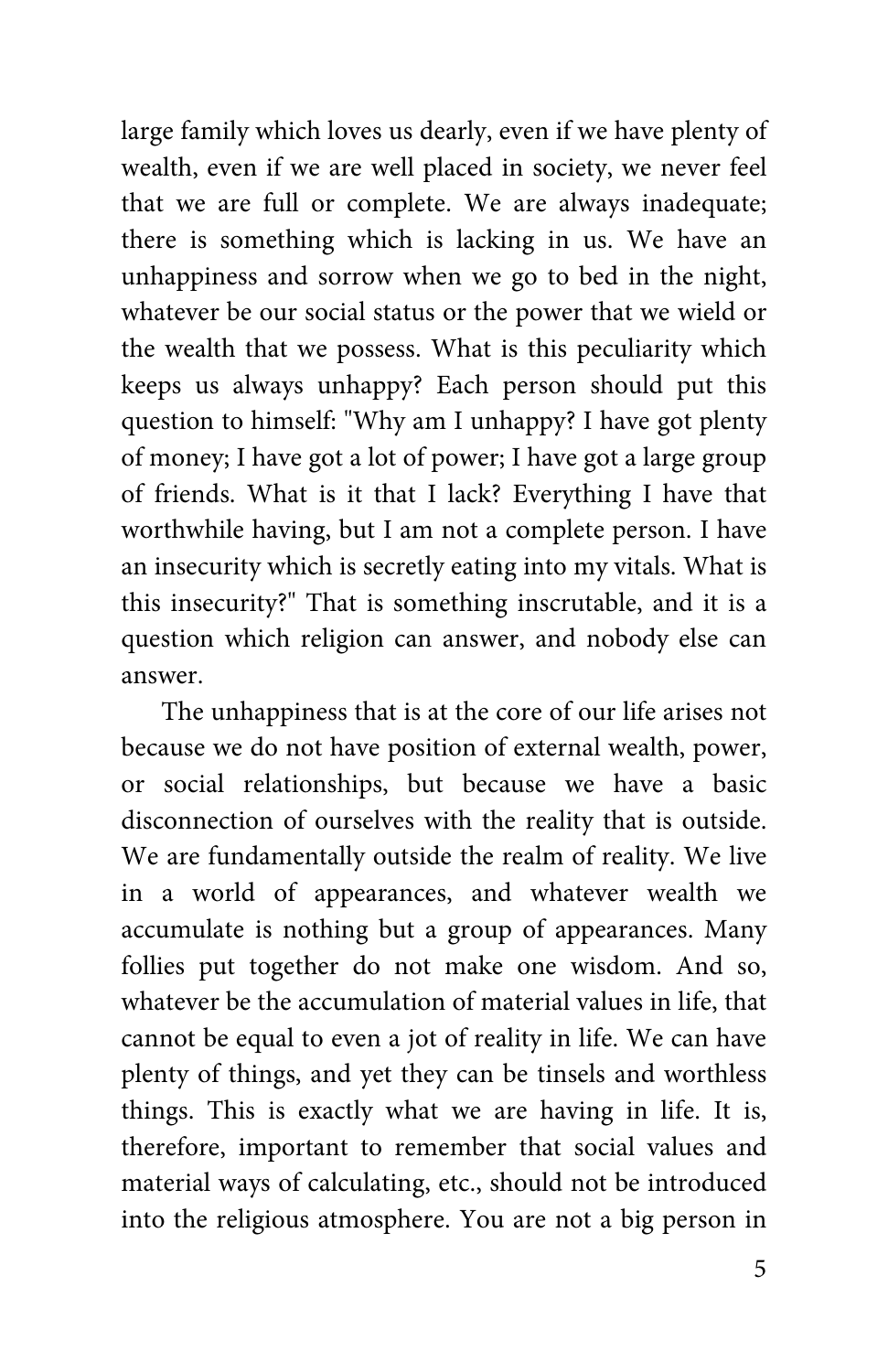large family which loves us dearly, even if we have plenty of wealth, even if we are well placed in society, we never feel that we are full or complete. We are always inadequate; there is something which is lacking in us. We have an unhappiness and sorrow when we go to bed in the night, whatever be our social status or the power that we wield or the wealth that we possess. What is this peculiarity which keeps us always unhappy? Each person should put this question to himself: "Why am I unhappy? I have got plenty of money; I have got a lot of power; I have got a large group of friends. What is it that I lack? Everything I have that worthwhile having, but I am not a complete person. I have an insecurity which is secretly eating into my vitals. What is this insecurity?" That is something inscrutable, and it is a question which religion can answer, and nobody else can answer.

The unhappiness that is at the core of our life arises not because we do not have position of external wealth, power, or social relationships, but because we have a basic disconnection of ourselves with the reality that is outside. We are fundamentally outside the realm of reality. We live in a world of appearances, and whatever wealth we accumulate is nothing but a group of appearances. Many follies put together do not make one wisdom. And so, whatever be the accumulation of material values in life, that cannot be equal to even a jot of reality in life. We can have plenty of things, and yet they can be tinsels and worthless things. This is exactly what we are having in life. It is, therefore, important to remember that social values and material ways of calculating, etc., should not be introduced into the religious atmosphere. You are not a big person in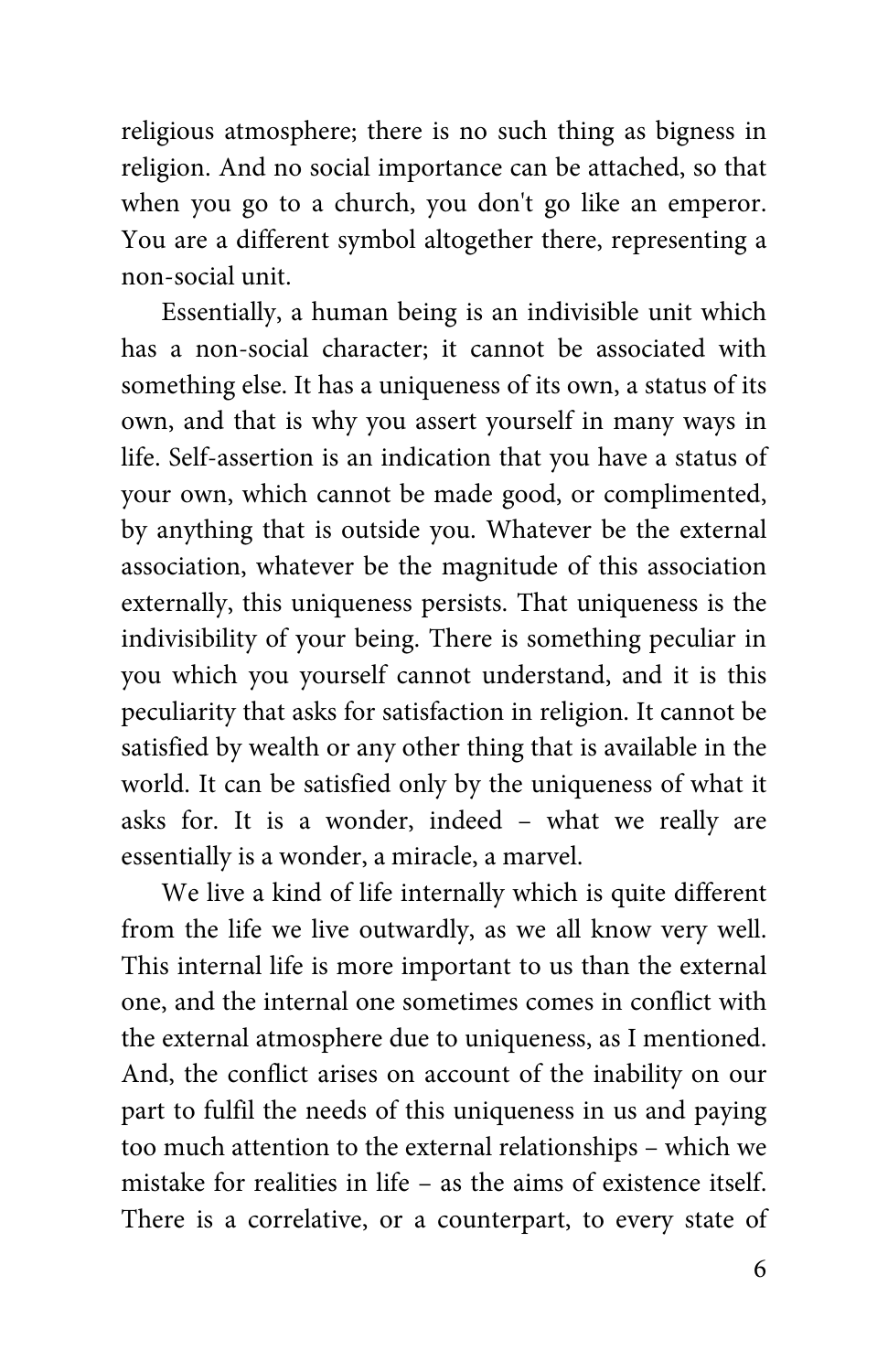religious atmosphere; there is no such thing as bigness in religion. And no social importance can be attached, so that when you go to a church, you don't go like an emperor. You are a different symbol altogether there, representing a non-social unit.

Essentially, a human being is an indivisible unit which has a non-social character; it cannot be associated with something else. It has a uniqueness of its own, a status of its own, and that is why you assert yourself in many ways in life. Self-assertion is an indication that you have a status of your own, which cannot be made good, or complimented, by anything that is outside you. Whatever be the external association, whatever be the magnitude of this association externally, this uniqueness persists. That uniqueness is the indivisibility of your being. There is something peculiar in you which you yourself cannot understand, and it is this peculiarity that asks for satisfaction in religion. It cannot be satisfied by wealth or any other thing that is available in the world. It can be satisfied only by the uniqueness of what it asks for. It is a wonder, indeed – what we really are essentially is a wonder, a miracle, a marvel.

We live a kind of life internally which is quite different from the life we live outwardly, as we all know very well. This internal life is more important to us than the external one, and the internal one sometimes comes in conflict with the external atmosphere due to uniqueness, as I mentioned. And, the conflict arises on account of the inability on our part to fulfil the needs of this uniqueness in us and paying too much attention to the external relationships – which we mistake for realities in life – as the aims of existence itself. There is a correlative, or a counterpart, to every state of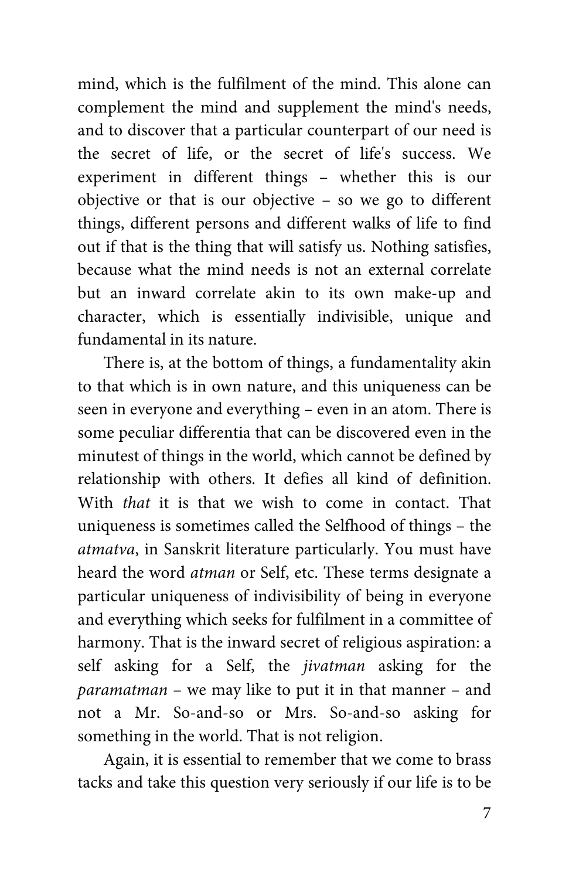mind, which is the fulfilment of the mind. This alone can complement the mind and supplement the mind's needs, and to discover that a particular counterpart of our need is the secret of life, or the secret of life's success. We experiment in different things – whether this is our objective or that is our objective – so we go to different things, different persons and different walks of life to find out if that is the thing that will satisfy us. Nothing satisfies, because what the mind needs is not an external correlate but an inward correlate akin to its own make-up and character, which is essentially indivisible, unique and fundamental in its nature.

There is, at the bottom of things, a fundamentality akin to that which is in own nature, and this uniqueness can be seen in everyone and everything – even in an atom. There is some peculiar differentia that can be discovered even in the minutest of things in the world, which cannot be defined by relationship with others. It defies all kind of definition. With *that* it is that we wish to come in contact. That uniqueness is sometimes called the Selfhood of things – the *atmatva*, in Sanskrit literature particularly. You must have heard the word *atman* or Self, etc. These terms designate a particular uniqueness of indivisibility of being in everyone and everything which seeks for fulfilment in a committee of harmony. That is the inward secret of religious aspiration: a self asking for a Self, the *jivatman* asking for the *paramatman* – we may like to put it in that manner – and not a Mr. So-and-so or Mrs. So-and-so asking for something in the world. That is not religion.

Again, it is essential to remember that we come to brass tacks and take this question very seriously if our life is to be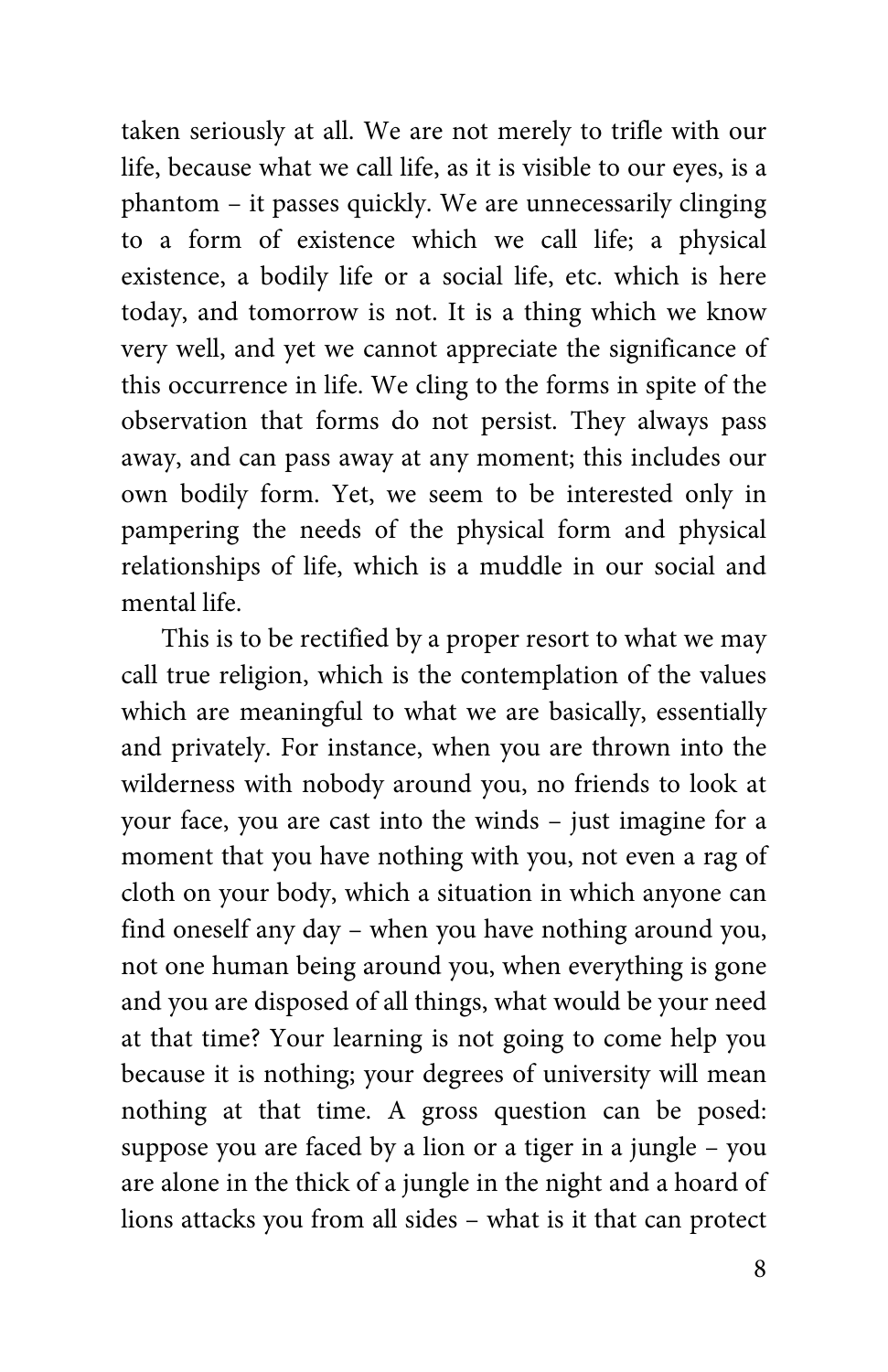taken seriously at all. We are not merely to trifle with our life, because what we call life, as it is visible to our eyes, is a phantom – it passes quickly. We are unnecessarily clinging to a form of existence which we call life; a physical existence, a bodily life or a social life, etc. which is here today, and tomorrow is not. It is a thing which we know very well, and yet we cannot appreciate the significance of this occurrence in life. We cling to the forms in spite of the observation that forms do not persist. They always pass away, and can pass away at any moment; this includes our own bodily form. Yet, we seem to be interested only in pampering the needs of the physical form and physical relationships of life, which is a muddle in our social and mental life.

This is to be rectified by a proper resort to what we may call true religion, which is the contemplation of the values which are meaningful to what we are basically, essentially and privately. For instance, when you are thrown into the wilderness with nobody around you, no friends to look at your face, you are cast into the winds – just imagine for a moment that you have nothing with you, not even a rag of cloth on your body, which a situation in which anyone can find oneself any day – when you have nothing around you, not one human being around you, when everything is gone and you are disposed of all things, what would be your need at that time? Your learning is not going to come help you because it is nothing; your degrees of university will mean nothing at that time. A gross question can be posed: suppose you are faced by a lion or a tiger in a jungle – you are alone in the thick of a jungle in the night and a hoard of lions attacks you from all sides – what is it that can protect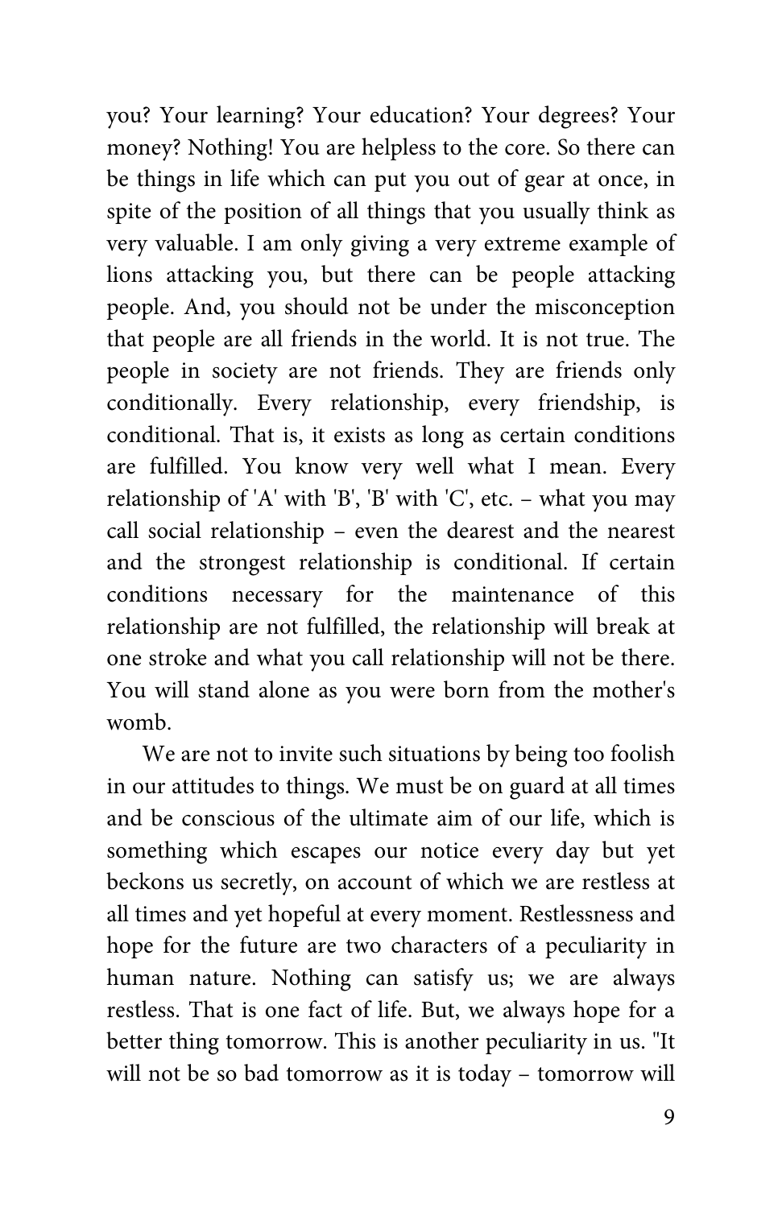you? Your learning? Your education? Your degrees? Your money? Nothing! You are helpless to the core. So there can be things in life which can put you out of gear at once, in spite of the position of all things that you usually think as very valuable. I am only giving a very extreme example of lions attacking you, but there can be people attacking people. And, you should not be under the misconception that people are all friends in the world. It is not true. The people in society are not friends. They are friends only conditionally. Every relationship, every friendship, is conditional. That is, it exists as long as certain conditions are fulfilled. You know very well what I mean. Every relationship of 'A' with 'B', 'B' with 'C', etc. – what you may call social relationship – even the dearest and the nearest and the strongest relationship is conditional. If certain conditions necessary for the maintenance of this relationship are not fulfilled, the relationship will break at one stroke and what you call relationship will not be there. You will stand alone as you were born from the mother's womb.

We are not to invite such situations by being too foolish in our attitudes to things. We must be on guard at all times and be conscious of the ultimate aim of our life, which is something which escapes our notice every day but yet beckons us secretly, on account of which we are restless at all times and yet hopeful at every moment. Restlessness and hope for the future are two characters of a peculiarity in human nature. Nothing can satisfy us; we are always restless. That is one fact of life. But, we always hope for a better thing tomorrow. This is another peculiarity in us. "It will not be so bad tomorrow as it is today – tomorrow will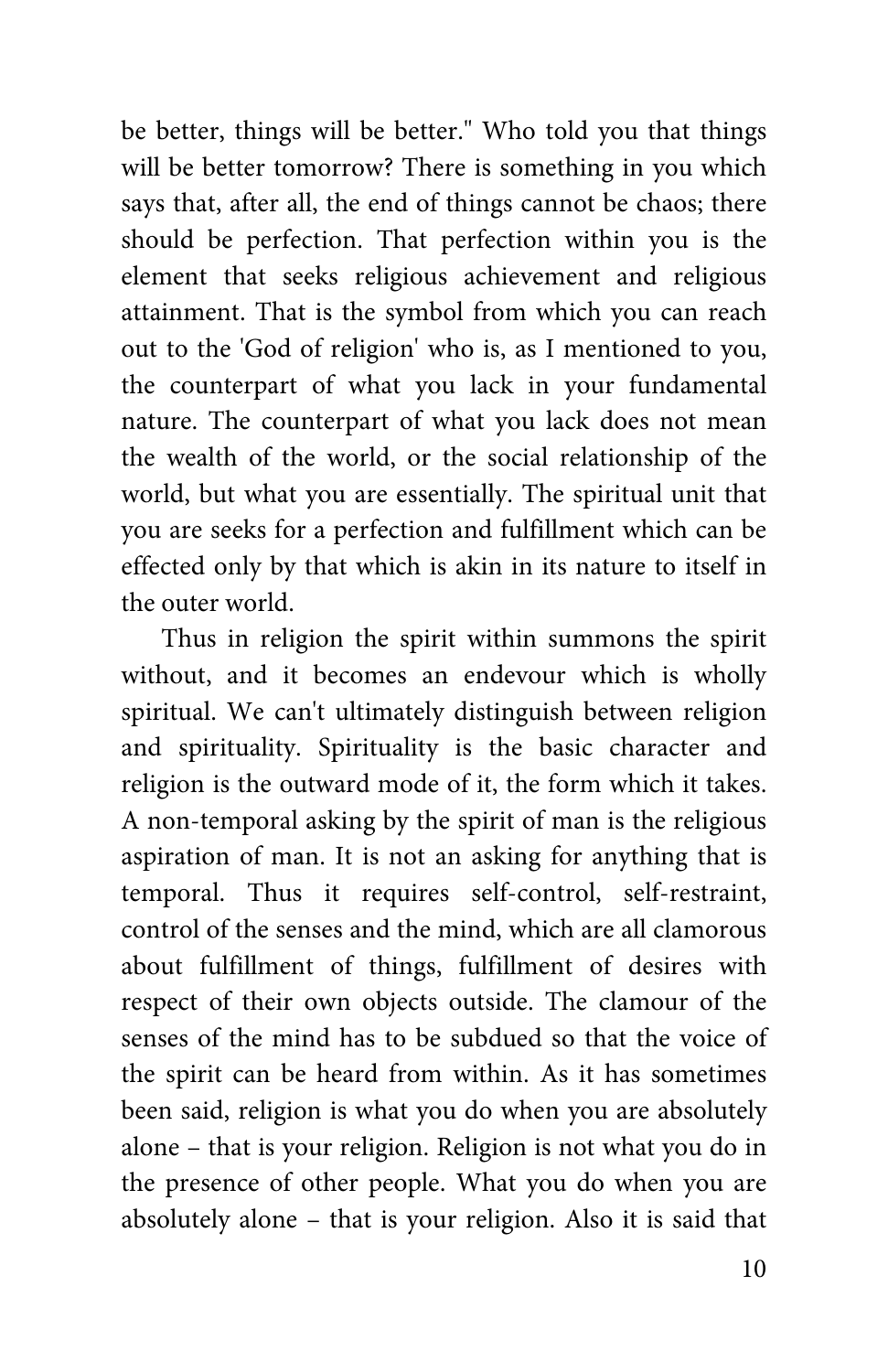be better, things will be better." Who told you that things will be better tomorrow? There is something in you which says that, after all, the end of things cannot be chaos; there should be perfection. That perfection within you is the element that seeks religious achievement and religious attainment. That is the symbol from which you can reach out to the 'God of religion' who is, as I mentioned to you, the counterpart of what you lack in your fundamental nature. The counterpart of what you lack does not mean the wealth of the world, or the social relationship of the world, but what you are essentially. The spiritual unit that you are seeks for a perfection and fulfillment which can be effected only by that which is akin in its nature to itself in the outer world.

Thus in religion the spirit within summons the spirit without, and it becomes an endevour which is wholly spiritual. We can't ultimately distinguish between religion and spirituality. Spirituality is the basic character and religion is the outward mode of it, the form which it takes. A non-temporal asking by the spirit of man is the religious aspiration of man. It is not an asking for anything that is temporal. Thus it requires self-control, self-restraint, control of the senses and the mind, which are all clamorous about fulfillment of things, fulfillment of desires with respect of their own objects outside. The clamour of the senses of the mind has to be subdued so that the voice of the spirit can be heard from within. As it has sometimes been said, religion is what you do when you are absolutely alone – that is your religion. Religion is not what you do in the presence of other people. What you do when you are absolutely alone – that is your religion. Also it is said that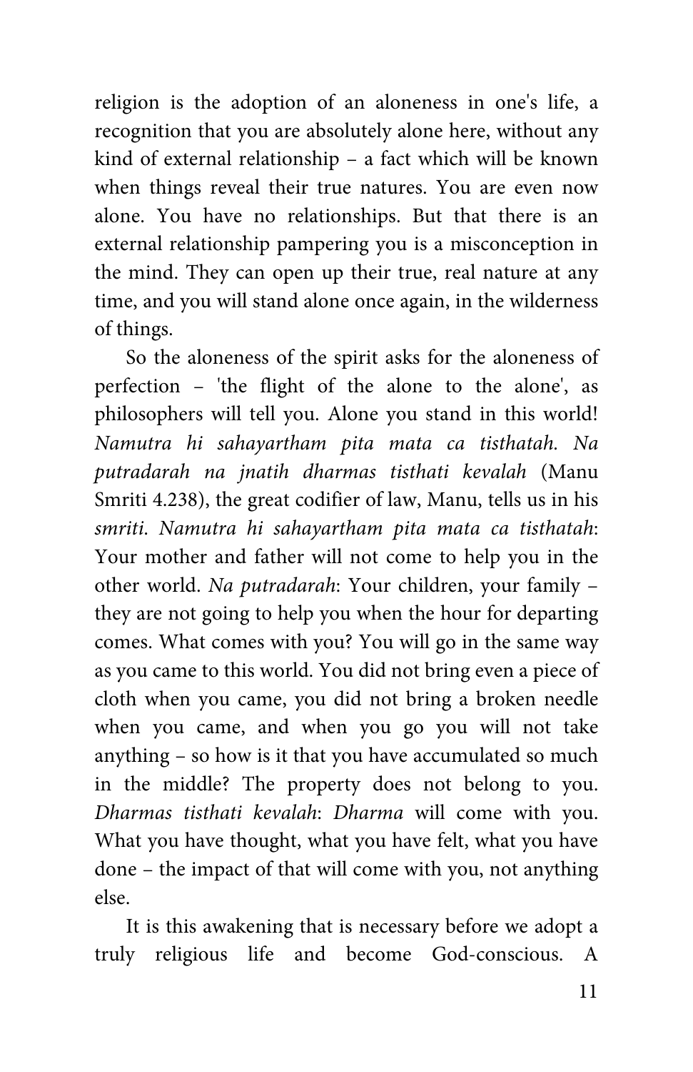religion is the adoption of an aloneness in one's life, a recognition that you are absolutely alone here, without any kind of external relationship – a fact which will be known when things reveal their true natures. You are even now alone. You have no relationships. But that there is an external relationship pampering you is a misconception in the mind. They can open up their true, real nature at any time, and you will stand alone once again, in the wilderness of things.

So the aloneness of the spirit asks for the aloneness of perfection – 'the flight of the alone to the alone', as philosophers will tell you. Alone you stand in this world! *Namutra hi sahayartham pita mata ca tisthatah. Na putradarah na jnatih dharmas tisthati kevalah* (Manu Smriti 4.238), the great codifier of law, Manu, tells us in his *smriti*. *Namutra hi sahayartham pita mata ca tisthatah*: Your mother and father will not come to help you in the other world. *Na putradarah*: Your children, your family – they are not going to help you when the hour for departing comes. What comes with you? You will go in the same way as you came to this world. You did not bring even a piece of cloth when you came, you did not bring a broken needle when you came, and when you go you will not take anything – so how is it that you have accumulated so much in the middle? The property does not belong to you. *Dharmas tisthati kevalah*: *Dharma* will come with you. What you have thought, what you have felt, what you have done – the impact of that will come with you, not anything else.

It is this awakening that is necessary before we adopt a truly religious life and become God-conscious. A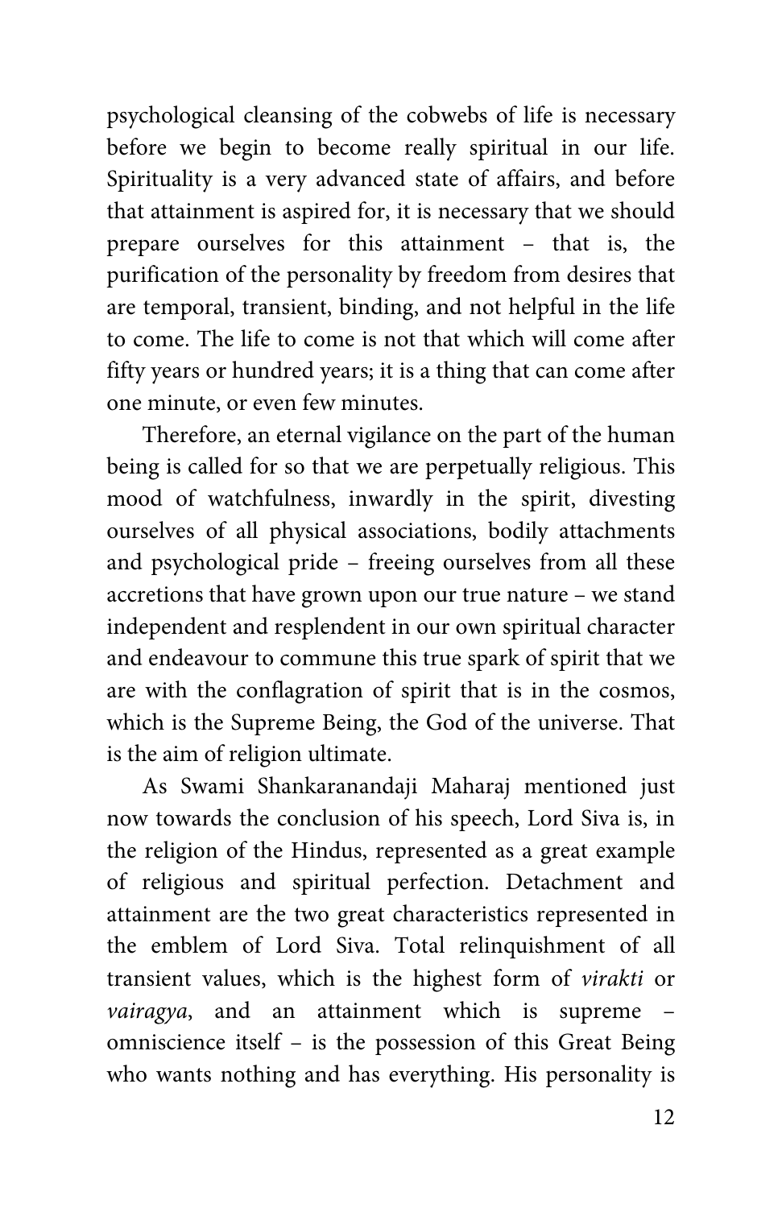psychological cleansing of the cobwebs of life is necessary before we begin to become really spiritual in our life. Spirituality is a very advanced state of affairs, and before that attainment is aspired for, it is necessary that we should prepare ourselves for this attainment – that is, the purification of the personality by freedom from desires that are temporal, transient, binding, and not helpful in the life to come. The life to come is not that which will come after fifty years or hundred years; it is a thing that can come after one minute, or even few minutes.

Therefore, an eternal vigilance on the part of the human being is called for so that we are perpetually religious. This mood of watchfulness, inwardly in the spirit, divesting ourselves of all physical associations, bodily attachments and psychological pride – freeing ourselves from all these accretions that have grown upon our true nature – we stand independent and resplendent in our own spiritual character and endeavour to commune this true spark of spirit that we are with the conflagration of spirit that is in the cosmos, which is the Supreme Being, the God of the universe. That is the aim of religion ultimate.

As Swami Shankaranandaji Maharaj mentioned just now towards the conclusion of his speech, Lord Siva is, in the religion of the Hindus, represented as a great example of religious and spiritual perfection. Detachment and attainment are the two great characteristics represented in the emblem of Lord Siva. Total relinquishment of all transient values, which is the highest form of *virakti* or *vairagya*, and an attainment which is supreme – omniscience itself – is the possession of this Great Being who wants nothing and has everything. His personality is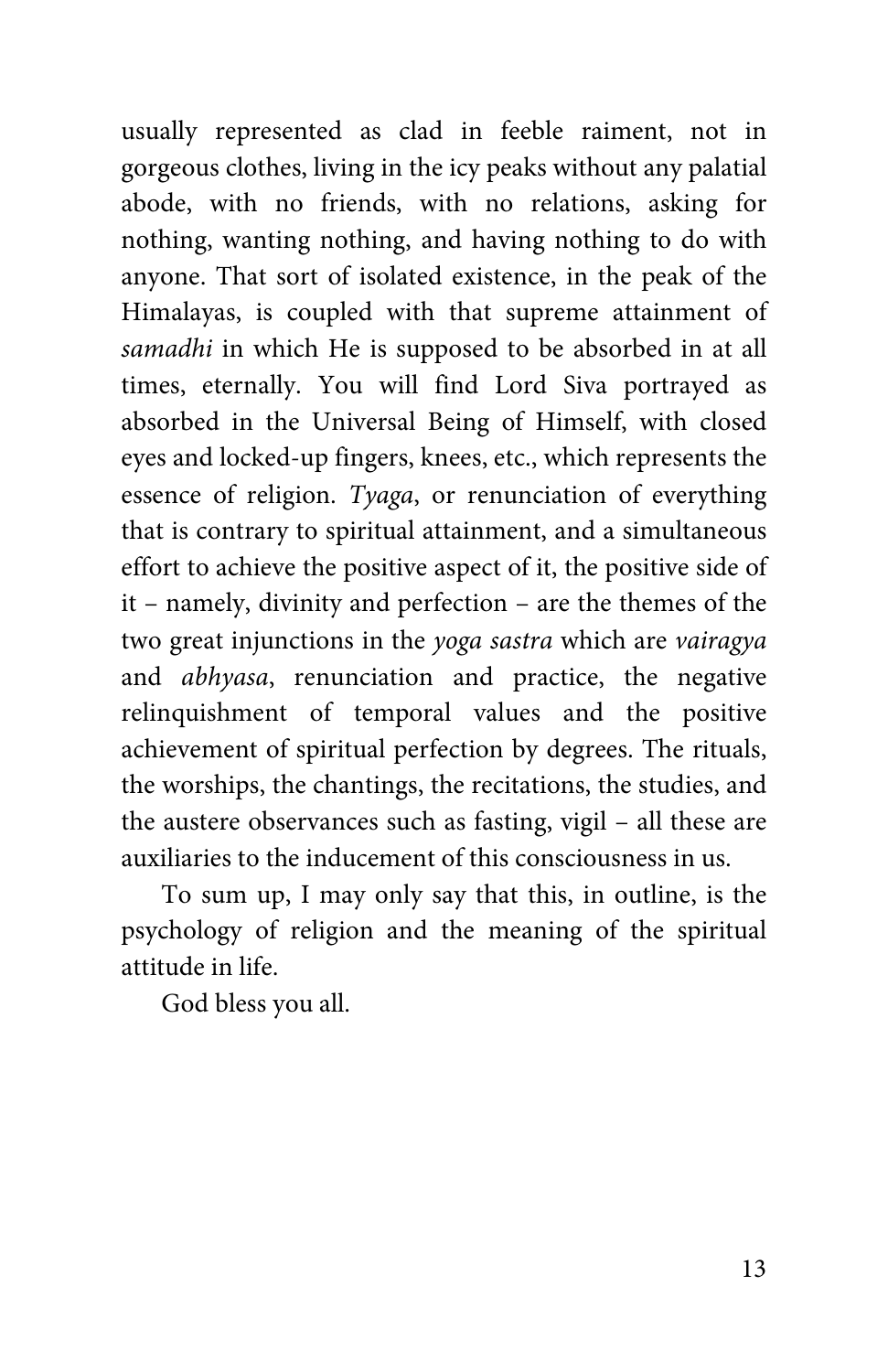usually represented as clad in feeble raiment, not in gorgeous clothes, living in the icy peaks without any palatial abode, with no friends, with no relations, asking for nothing, wanting nothing, and having nothing to do with anyone. That sort of isolated existence, in the peak of the Himalayas, is coupled with that supreme attainment of *samadhi* in which He is supposed to be absorbed in at all times, eternally. You will find Lord Siva portrayed as absorbed in the Universal Being of Himself, with closed eyes and locked-up fingers, knees, etc., which represents the essence of religion. *Tyaga*, or renunciation of everything that is contrary to spiritual attainment, and a simultaneous effort to achieve the positive aspect of it, the positive side of it – namely, divinity and perfection – are the themes of the two great injunctions in the *yoga sastra* which are *vairagya* and *abhyasa*, renunciation and practice, the negative relinquishment of temporal values and the positive achievement of spiritual perfection by degrees. The rituals, the worships, the chantings, the recitations, the studies, and the austere observances such as fasting, vigil – all these are auxiliaries to the inducement of this consciousness in us.

To sum up, I may only say that this, in outline, is the psychology of religion and the meaning of the spiritual attitude in life.

God bless you all.